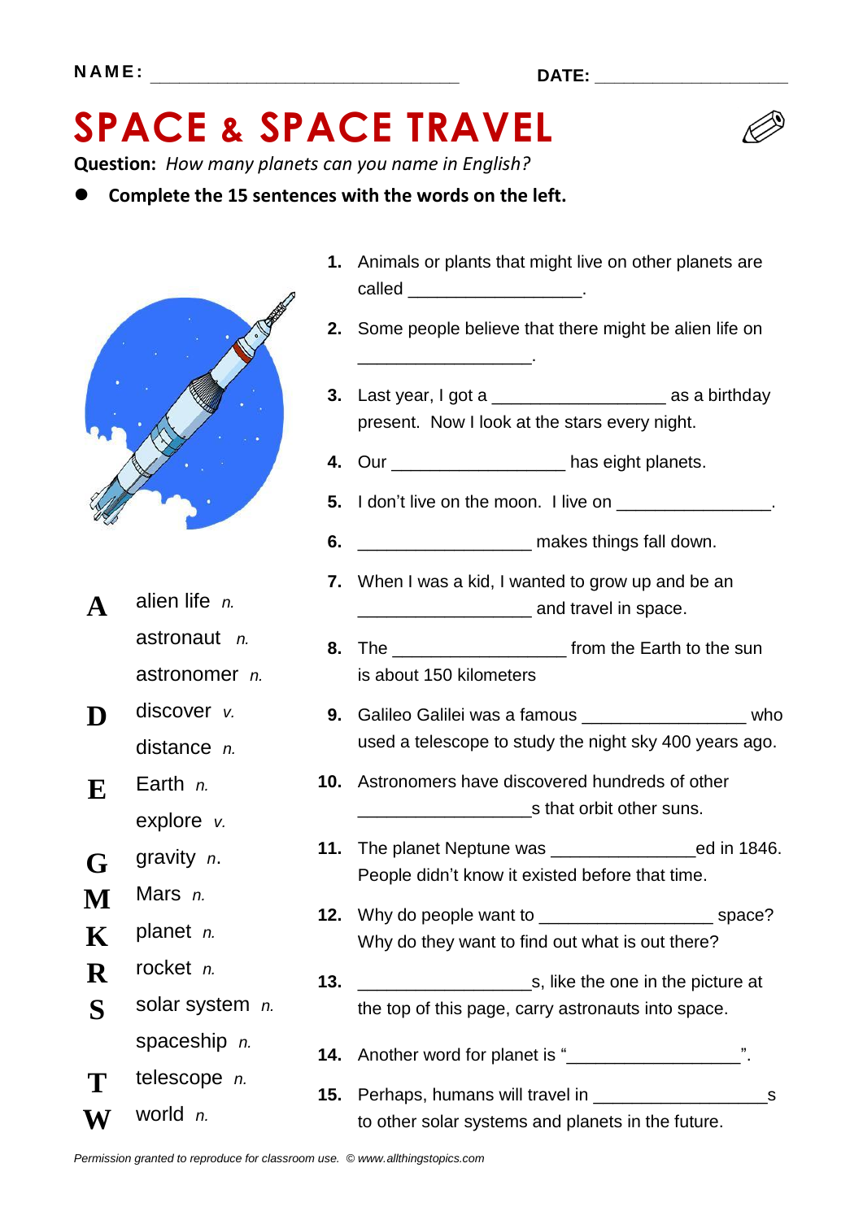NAME: ______________________________ DATE: ____________________

# SPACE & SPACE TRAVEL

**Question:** *How many planets can you name in English?*

- **Complete the 15 sentences with the words on the left.**

| | |
|---|---|
| **A** | alien life *n.* |
| | astronaut *n.* |
| | astronomer *n.* |
| **D** | discover *v.* |
| | distance *n.* |
| **E** | Earth *n.* |
| | explore *v.* |
| **G** | gravity *n.* |
| **M** | Mars *n.* |
| **K** | planet *n.* |
| **R** | rocket *n.* |
| **S** | solar system *n.* |
| | spaceship *n.* |
| **T** | telescope *n.* |
| **W** | world *n.* |

1. Animals or plants that might live on other planets are called __________________.
2. Some people believe that there might be alien life on __________________.
3. Last year, I got a __________________ as a birthday present. Now I look at the stars every night.
4. Our __________________ has eight planets.
5. I don't live on the moon. I live on ________________.
6. __________________ makes things fall down.
7. When I was a kid, I wanted to grow up and be an __________________ and travel in space.
8. The __________________ from the Earth to the sun is about 150 kilometers
9. Galileo Galilei was a famous _________________ who used a telescope to study the night sky 400 years ago.
10. Astronomers have discovered hundreds of other __________________s that orbit other suns.
11. The planet Neptune was _______________ed in 1846. People didn't know it existed before that time.
12. Why do people want to __________________ space? Why do they want to find out what is out there?
13. __________________s, like the one in the picture at the top of this page, carry astronauts into space.
14. Another word for planet is "__________________".
15. Perhaps, humans will travel in __________________s to other solar systems and planets in the future.

*Permission granted to reproduce for classroom use. © www.allthingstopics.com*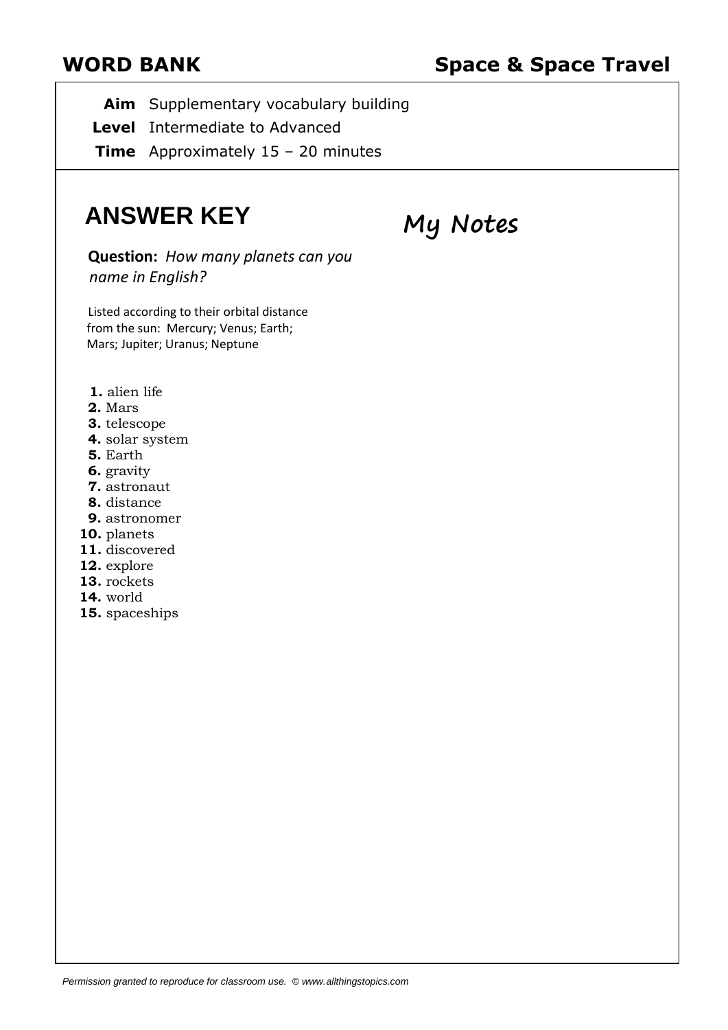**WORD BANK** | **Space & Space Travel**

**Aim** Supplementary vocabulary building
**Level** Intermediate to Advanced
**Time** Approximately 15 – 20 minutes

## ANSWER KEY

## My Notes

**Question:** *How many planets can you name in English?*

Listed according to their orbital distance from the sun: Mercury; Venus; Earth; Mars; Jupiter; Uranus; Neptune

1. alien life
2. Mars
3. telescope
4. solar system
5. Earth
6. gravity
7. astronaut
8. distance
9. astronomer
10. planets
11. discovered
12. explore
13. rockets
14. world
15. spaceships

*Permission granted to reproduce for classroom use. © www.allthingstopics.com*